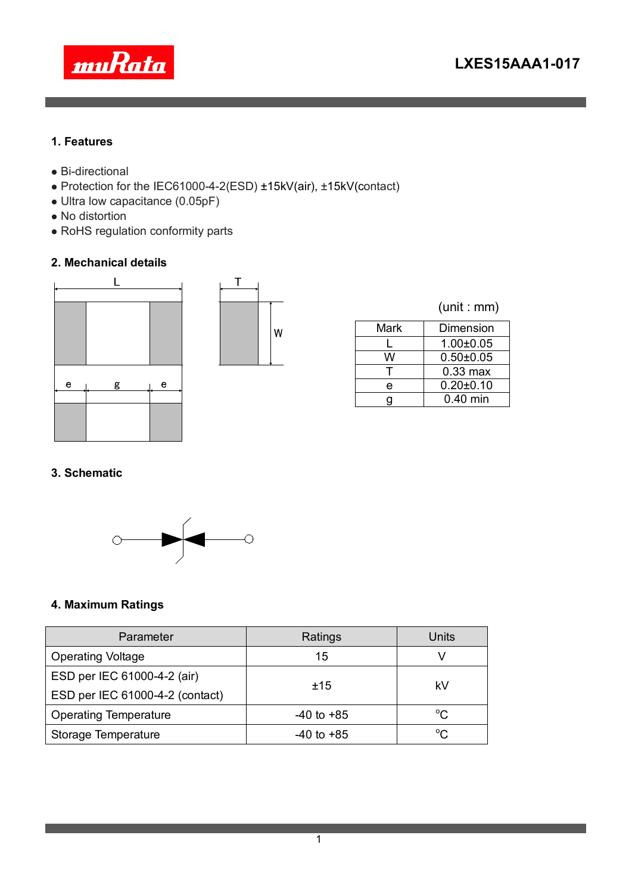# LXES15AAA1-017

## 1. Features

- Bi-directional
- Protection for the IEC61000-4-2(ESD) ±15kV(air), ±15kV(contact)
- Ultra low capacitance (0.05pF)
- No distortion
- RoHS regulation conformity parts

## 2. Mechanical details

(unit : mm)

| Mark | Dimension |
|---|---|
| L | 1.00±0.05 |
| W | 0.50±0.05 |
| T | 0.33 max |
| e | 0.20±0.10 |
| g | 0.40 min |

## 3. Schematic

## 4. Maximum Ratings

| Parameter | Ratings | Units |
|---|---|---|
| Operating Voltage | 15 | V |
| ESD per IEC 61000-4-2 (air)<br>ESD per IEC 61000-4-2 (contact) | ±15 | kV |
| Operating Temperature | -40 to +85 | °C |
| Storage Temperature | -40 to +85 | °C |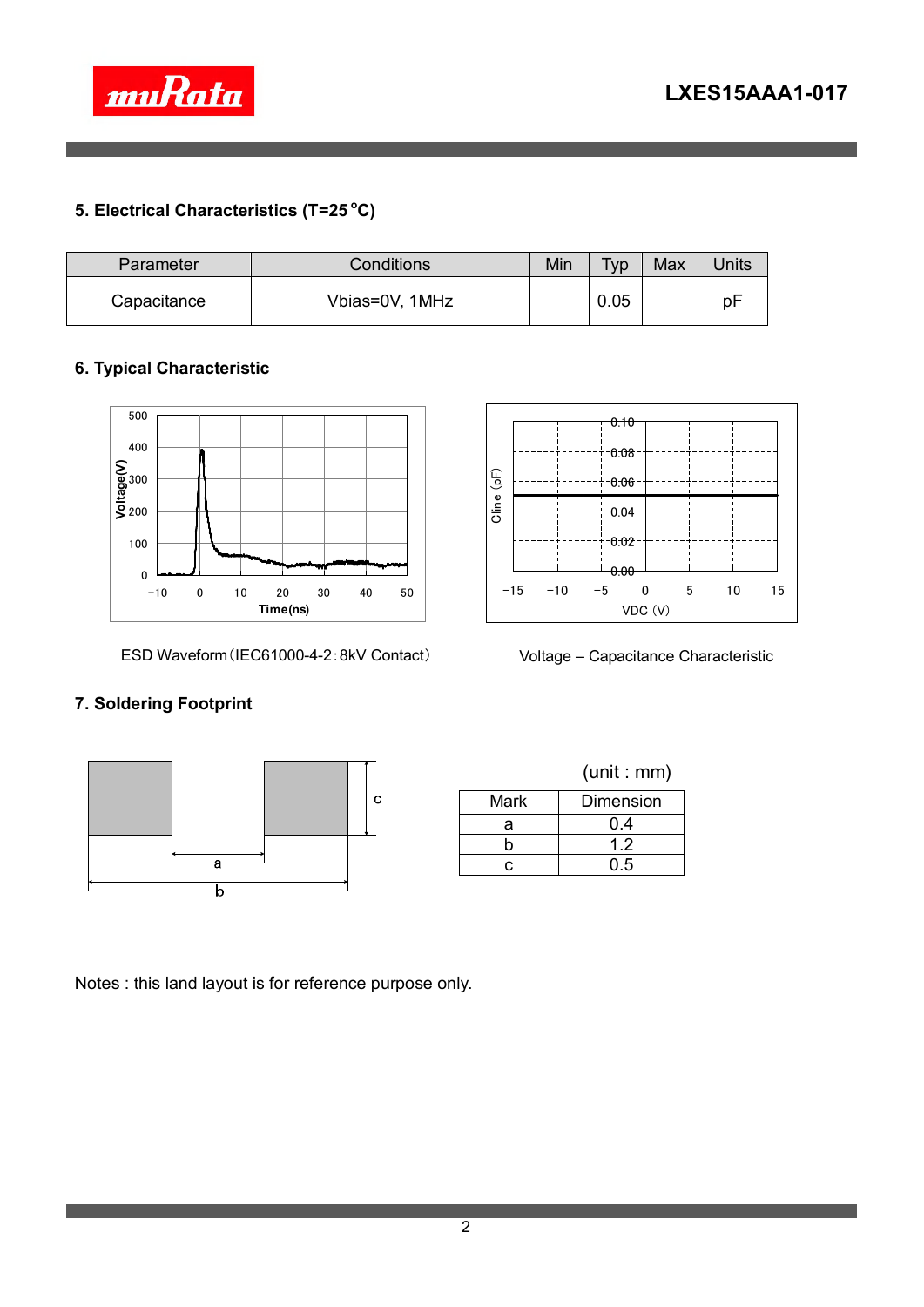## 5. Electrical Characteristics (T=25 °C)

| Parameter | Conditions | Min | Typ | Max | Units |
|---|---|---|---|---|---|
| Capacitance | Vbias=0V, 1MHz | | 0.05 | | pF |

## 6. Typical Characteristic

ESD Waveform（IEC61000-4-2：8kV Contact）

Voltage – Capacitance Characteristic

## 7. Soldering Footprint

(unit : mm)

| Mark | Dimension |
|---|---|
| a | 0.4 |
| b | 1.2 |
| c | 0.5 |

Notes : this land layout is for reference purpose only.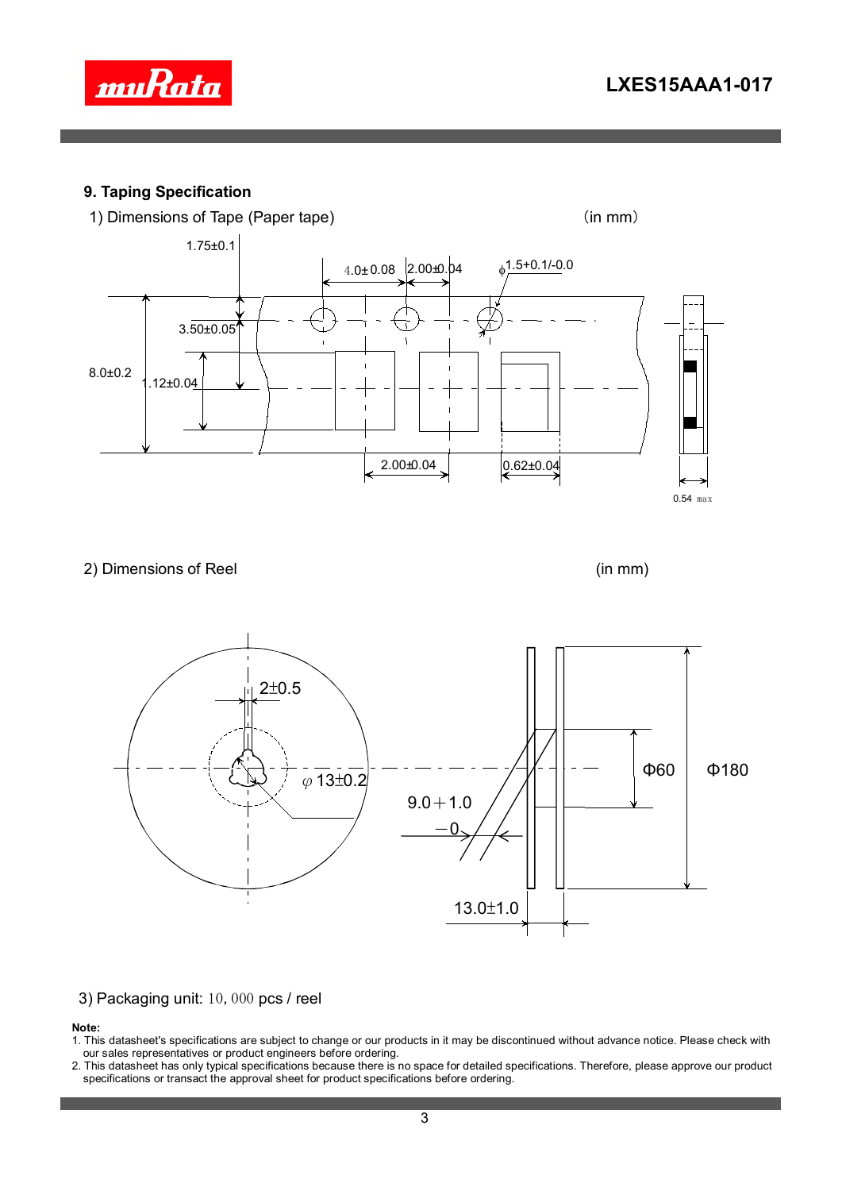## 9. Taping Specification

1) Dimensions of Tape (Paper tape) (in mm)

1.75±0.1

4.0± 0.08

2.00±0.04

ϕ1.5+0.1/-0.0

3.50±0.05

8.0±0.2

1.12±0.04

2.00±0.04

0.62±0.04

0.54 max

2) Dimensions of Reel (in mm)

2±0.5

φ 13±0.2

9.0＋1.0
−0

Φ60

Φ180

13.0±1.0

3) Packaging unit: 10, 000 pcs / reel

**Note:**

1. This datasheet's specifications are subject to change or our products in it may be discontinued without advance notice. Please check with our sales representatives or product engineers before ordering.
2. This datasheet has only typical specifications because there is no space for detailed specifications. Therefore, please approve our product specifications or transact the approval sheet for product specifications before ordering.